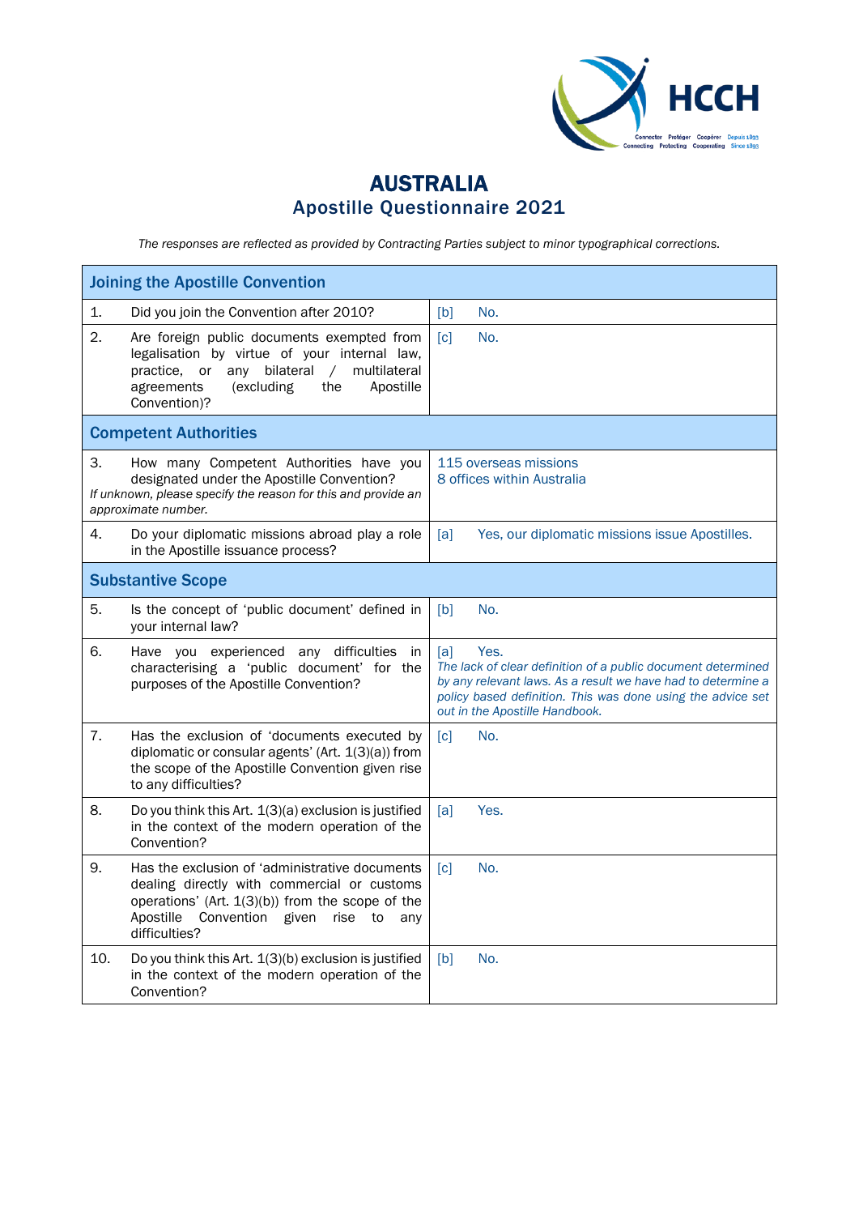# AUSTRALIA
## Apostille Questionnaire 2021

*The responses are reflected as provided by Contracting Parties subject to minor typographical corrections.*

| | | |
|---|---|---|
| **Joining the Apostille Convention** | | |
| 1. | Did you join the Convention after 2010? | [b] No. |
| 2. | Are foreign public documents exempted from legalisation by virtue of your internal law, practice, or any bilateral / multilateral agreements (excluding the Apostille Convention)? | [c] No. |
| **Competent Authorities** | | |
| 3. | How many Competent Authorities have you designated under the Apostille Convention? *If unknown, please specify the reason for this and provide an approximate number.* | 115 overseas missions<br>8 offices within Australia |
| 4. | Do your diplomatic missions abroad play a role in the Apostille issuance process? | [a] Yes, our diplomatic missions issue Apostilles. |
| **Substantive Scope** | | |
| 5. | Is the concept of 'public document' defined in your internal law? | [b] No. |
| 6. | Have you experienced any difficulties in characterising a 'public document' for the purposes of the Apostille Convention? | [a] Yes.<br>*The lack of clear definition of a public document determined by any relevant laws. As a result we have had to determine a policy based definition. This was done using the advice set out in the Apostille Handbook.* |
| 7. | Has the exclusion of 'documents executed by diplomatic or consular agents' (Art. 1(3)(a)) from the scope of the Apostille Convention given rise to any difficulties? | [c] No. |
| 8. | Do you think this Art. 1(3)(a) exclusion is justified in the context of the modern operation of the Convention? | [a] Yes. |
| 9. | Has the exclusion of 'administrative documents dealing directly with commercial or customs operations' (Art. 1(3)(b)) from the scope of the Apostille Convention given rise to any difficulties? | [c] No. |
| 10. | Do you think this Art. 1(3)(b) exclusion is justified in the context of the modern operation of the Convention? | [b] No. |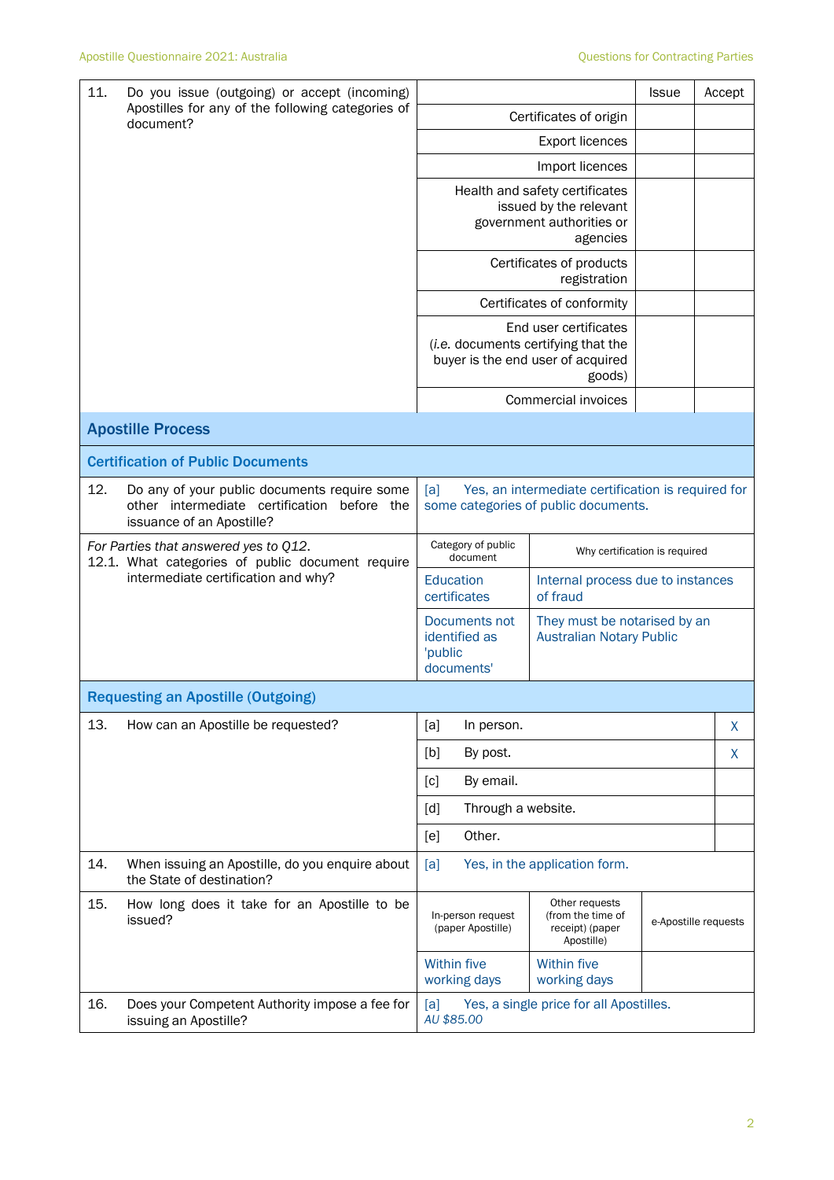| | | | |
|---|---|---|---|
| 11. Do you issue (outgoing) or accept (incoming) Apostilles for any of the following categories of document? | | Issue | Accept |
| | Certificates of origin | | |
| | Export licences | | |
| | Import licences | | |
| | Health and safety certificates issued by the relevant government authorities or agencies | | |
| | Certificates of products registration | | |
| | Certificates of conformity | | |
| | End user certificates (*i.e.* documents certifying that the buyer is the end user of acquired goods) | | |
| | Commercial invoices | | |

## Apostille Process

### Certification of Public Documents

| | | |
|---|---|---|
| 12. Do any of your public documents require some other intermediate certification before the issuance of an Apostille? | [a] Yes, an intermediate certification is required for some categories of public documents. | |
| *For Parties that answered yes to Q12.* 12.1. What categories of public document require intermediate certification and why? | Category of public document | Why certification is required |
| | Education certificates | Internal process due to instances of fraud |
| | Documents not identified as 'public documents' | They must be notarised by an Australian Notary Public |

### Requesting an Apostille (Outgoing)

| | | |
|---|---|---|
| 13. How can an Apostille be requested? | [a] In person. | X |
| | [b] By post. | X |
| | [c] By email. | |
| | [d] Through a website. | |
| | [e] Other. | |
| 14. When issuing an Apostille, do you enquire about the State of destination? | [a] Yes, in the application form. | |

| | | | |
|---|---|---|---|
| 15. How long does it take for an Apostille to be issued? | In-person request (paper Apostille) | Other requests (from the time of receipt) (paper Apostille) | e-Apostille requests |
| | Within five working days | Within five working days | |
| 16. Does your Competent Authority impose a fee for issuing an Apostille? | [a] Yes, a single price for all Apostilles. *AU $85.00* | | |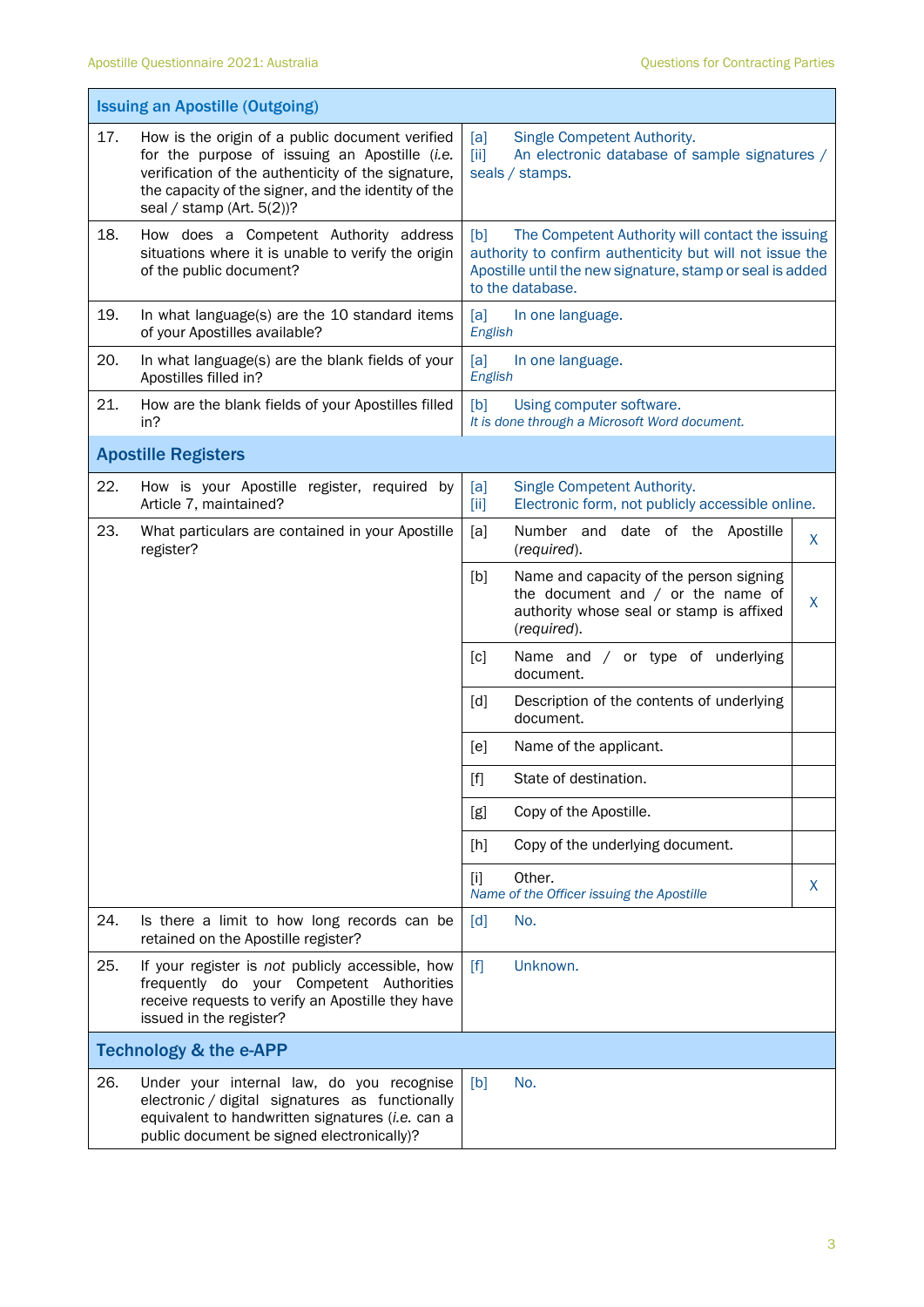| Issuing an Apostille (Outgoing) | | |
|---|---|---|
| 17. How is the origin of a public document verified for the purpose of issuing an Apostille (*i.e.* verification of the authenticity of the signature, the capacity of the signer, and the identity of the seal / stamp (Art. 5(2))? | [a] Single Competent Authority.<br>[ii] An electronic database of sample signatures / seals / stamps. | |
| 18. How does a Competent Authority address situations where it is unable to verify the origin of the public document? | [b] The Competent Authority will contact the issuing authority to confirm authenticity but will not issue the Apostille until the new signature, stamp or seal is added to the database. | |
| 19. In what language(s) are the 10 standard items of your Apostilles available? | [a] In one language.<br>*English* | |
| 20. In what language(s) are the blank fields of your Apostilles filled in? | [a] In one language.<br>*English* | |
| 21. How are the blank fields of your Apostilles filled in? | [b] Using computer software.<br>*It is done through a Microsoft Word document.* | |
| **Apostille Registers** | | |
| 22. How is your Apostille register, required by Article 7, maintained? | [a] Single Competent Authority.<br>[ii] Electronic form, not publicly accessible online. | |
| 23. What particulars are contained in your Apostille register? | [a] Number and date of the Apostille (*required*). | X |
| | [b] Name and capacity of the person signing the document and / or the name of authority whose seal or stamp is affixed (*required*). | X |
| | [c] Name and / or type of underlying document. | |
| | [d] Description of the contents of underlying document. | |
| | [e] Name of the applicant. | |
| | [f] State of destination. | |
| | [g] Copy of the Apostille. | |
| | [h] Copy of the underlying document. | |
| | [i] Other.<br>*Name of the Officer issuing the Apostille* | X |
| 24. Is there a limit to how long records can be retained on the Apostille register? | [d] No. | |
| 25. If your register is *not* publicly accessible, how frequently do your Competent Authorities receive requests to verify an Apostille they have issued in the register? | [f] Unknown. | |
| **Technology & the e-APP** | | |
| 26. Under your internal law, do you recognise electronic / digital signatures as functionally equivalent to handwritten signatures (*i.e.* can a public document be signed electronically)? | [b] No. | |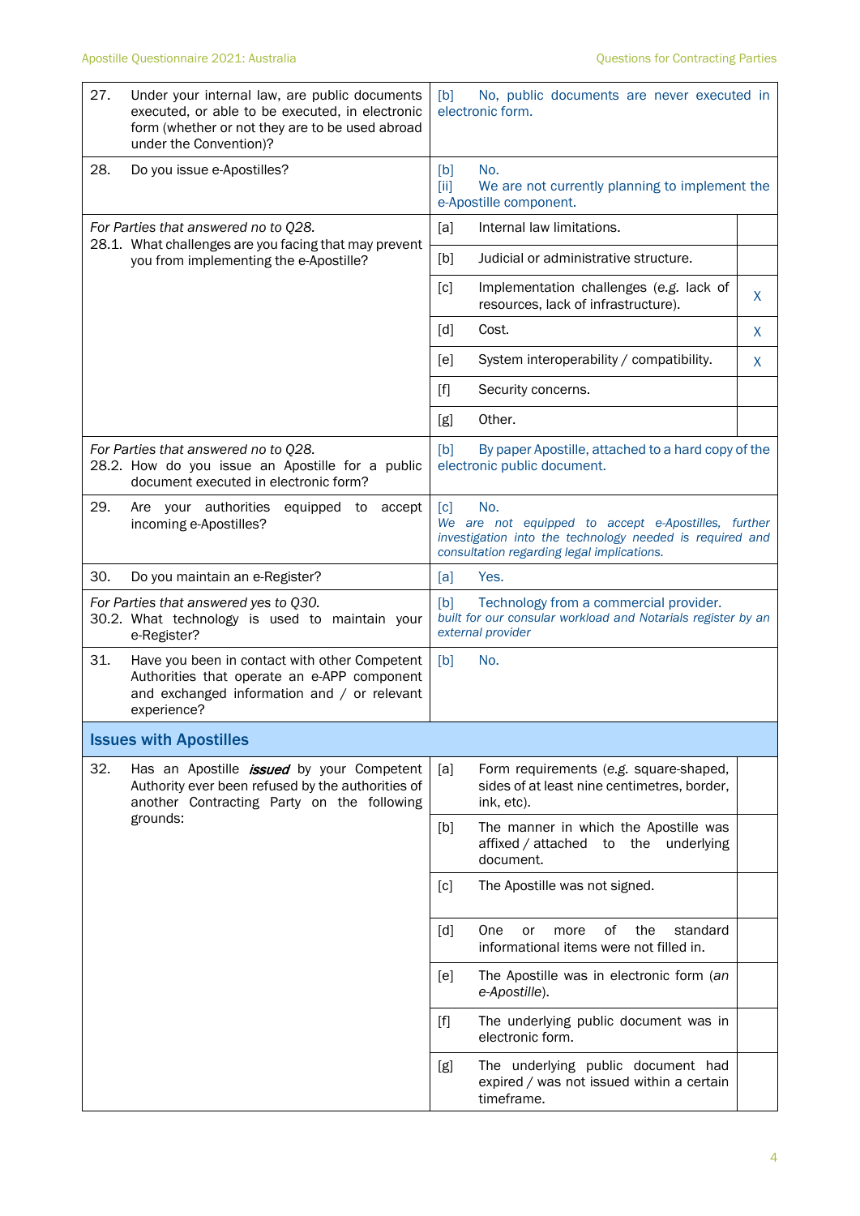| | | | |
|---|---|---|---|
| 27. | Under your internal law, are public documents executed, or able to be executed, in electronic form (whether or not they are to be used abroad under the Convention)? | [b] No, public documents are never executed in electronic form. | |
| 28. | Do you issue e-Apostilles? | [b] No.<br>[ii] We are not currently planning to implement the e-Apostille component. | |
| *For Parties that answered no to Q28.* | 28.1. What challenges are you facing that may prevent you from implementing the e-Apostille? | [a] Internal law limitations. | |
| | | [b] Judicial or administrative structure. | |
| | | [c] Implementation challenges (*e.g.* lack of resources, lack of infrastructure). | X |
| | | [d] Cost. | X |
| | | [e] System interoperability / compatibility. | X |
| | | [f] Security concerns. | |
| | | [g] Other. | |
| *For Parties that answered no to Q28.* | 28.2. How do you issue an Apostille for a public document executed in electronic form? | [b] By paper Apostille, attached to a hard copy of the electronic public document. | |
| 29. | Are your authorities equipped to accept incoming e-Apostilles? | [c] No.<br>*We are not equipped to accept e-Apostilles, further investigation into the technology needed is required and consultation regarding legal implications.* | |
| 30. | Do you maintain an e-Register? | [a] Yes. | |
| *For Parties that answered yes to Q30.* | 30.2. What technology is used to maintain your e-Register? | [b] Technology from a commercial provider.<br>*built for our consular workload and Notarials register by an external provider* | |
| 31. | Have you been in contact with other Competent Authorities that operate an e-APP component and exchanged information and / or relevant experience? | [b] No. | |

## Issues with Apostilles

| | | | |
|---|---|---|---|
| 32. | Has an Apostille ***issued*** by your Competent Authority ever been refused by the authorities of another Contracting Party on the following grounds: | [a] Form requirements (*e.g.* square-shaped, sides of at least nine centimetres, border, ink, etc). | |
| | | [b] The manner in which the Apostille was affixed / attached to the underlying document. | |
| | | [c] The Apostille was not signed. | |
| | | [d] One or more of the standard informational items were not filled in. | |
| | | [e] The Apostille was in electronic form (*an e-Apostille*). | |
| | | [f] The underlying public document was in electronic form. | |
| | | [g] The underlying public document had expired / was not issued within a certain timeframe. | |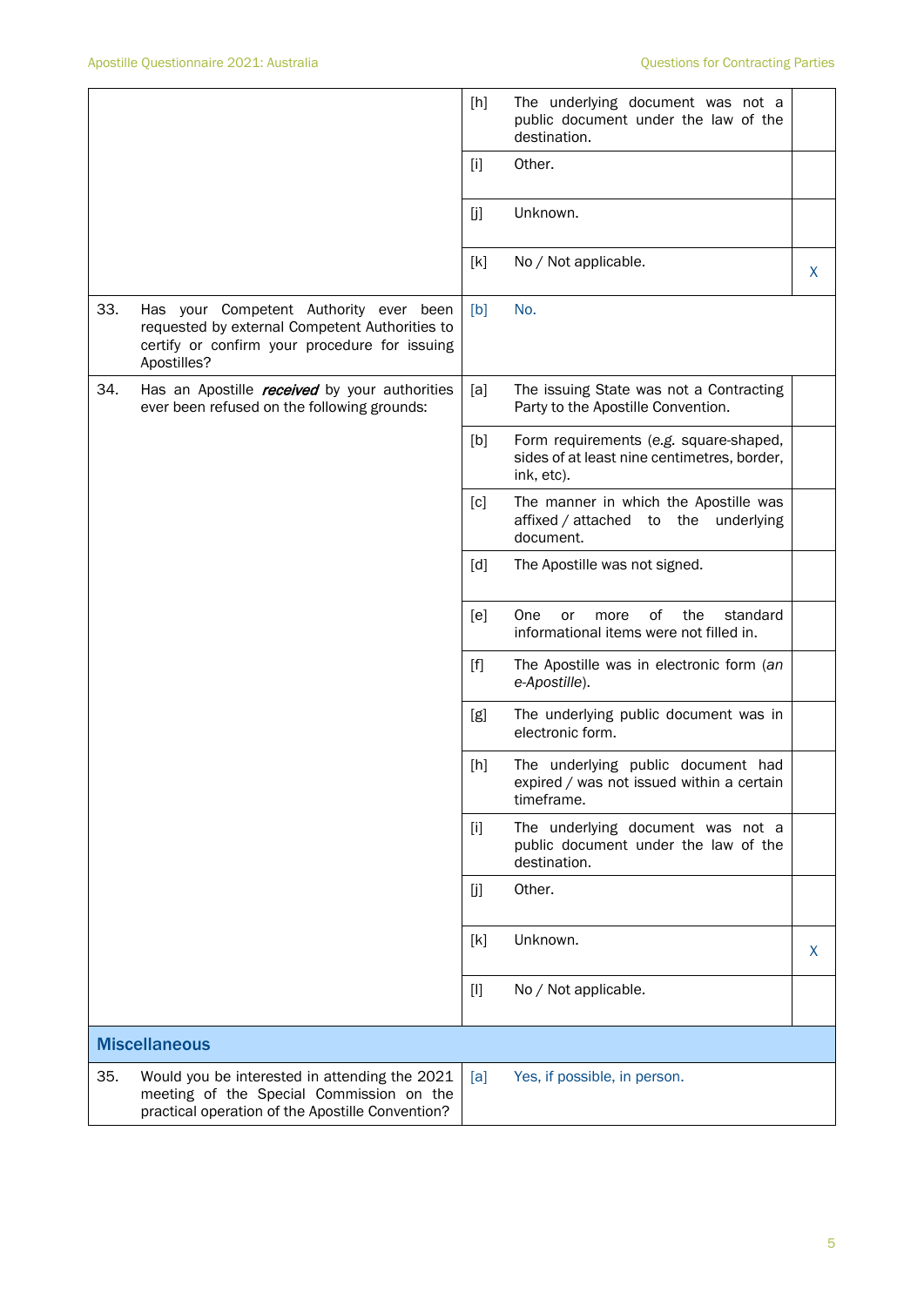| | | | | |
|---|---|---|---|---|
| | | [h] | The underlying document was not a public document under the law of the destination. | |
| | | [i] | Other. | |
| | | [j] | Unknown. | |
| | | [k] | No / Not applicable. | X |
| 33. | Has your Competent Authority ever been requested by external Competent Authorities to certify or confirm your procedure for issuing Apostilles? | [b] | No. | |
| 34. | Has an Apostille ***received*** by your authorities ever been refused on the following grounds: | [a] | The issuing State was not a Contracting Party to the Apostille Convention. | |
| | | [b] | Form requirements (*e.g.* square-shaped, sides of at least nine centimetres, border, ink, etc). | |
| | | [c] | The manner in which the Apostille was affixed / attached to the underlying document. | |
| | | [d] | The Apostille was not signed. | |
| | | [e] | One or more of the standard informational items were not filled in. | |
| | | [f] | The Apostille was in electronic form (*an e-Apostille*). | |
| | | [g] | The underlying public document was in electronic form. | |
| | | [h] | The underlying public document had expired / was not issued within a certain timeframe. | |
| | | [i] | The underlying document was not a public document under the law of the destination. | |
| | | [j] | Other. | |
| | | [k] | Unknown. | X |
| | | [l] | No / Not applicable. | |

## Miscellaneous

| | | | |
|---|---|---|---|
| 35. | Would you be interested in attending the 2021 meeting of the Special Commission on the practical operation of the Apostille Convention? | [a] | Yes, if possible, in person. |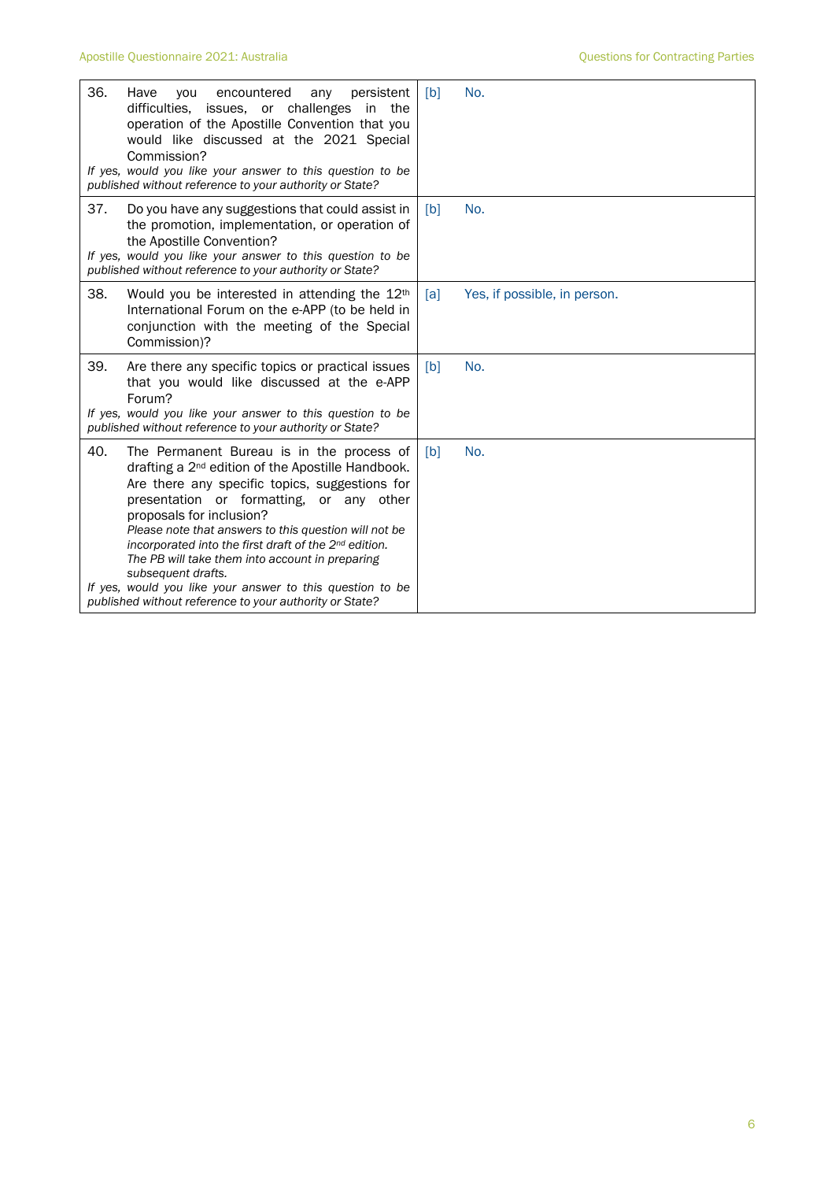| | | |
|---|---|---|
| 36. Have you encountered any persistent difficulties, issues, or challenges in the operation of the Apostille Convention that you would like discussed at the 2021 Special Commission? *If yes, would you like your answer to this question to be published without reference to your authority or State?* | [b] | No. |
| 37. Do you have any suggestions that could assist in the promotion, implementation, or operation of the Apostille Convention? *If yes, would you like your answer to this question to be published without reference to your authority or State?* | [b] | No. |
| 38. Would you be interested in attending the 12th International Forum on the e-APP (to be held in conjunction with the meeting of the Special Commission)? | [a] | Yes, if possible, in person. |
| 39. Are there any specific topics or practical issues that you would like discussed at the e-APP Forum? *If yes, would you like your answer to this question to be published without reference to your authority or State?* | [b] | No. |
| 40. The Permanent Bureau is in the process of drafting a 2nd edition of the Apostille Handbook. Are there any specific topics, suggestions for presentation or formatting, or any other proposals for inclusion? *Please note that answers to this question will not be incorporated into the first draft of the 2nd edition. The PB will take them into account in preparing subsequent drafts.* *If yes, would you like your answer to this question to be published without reference to your authority or State?* | [b] | No. |